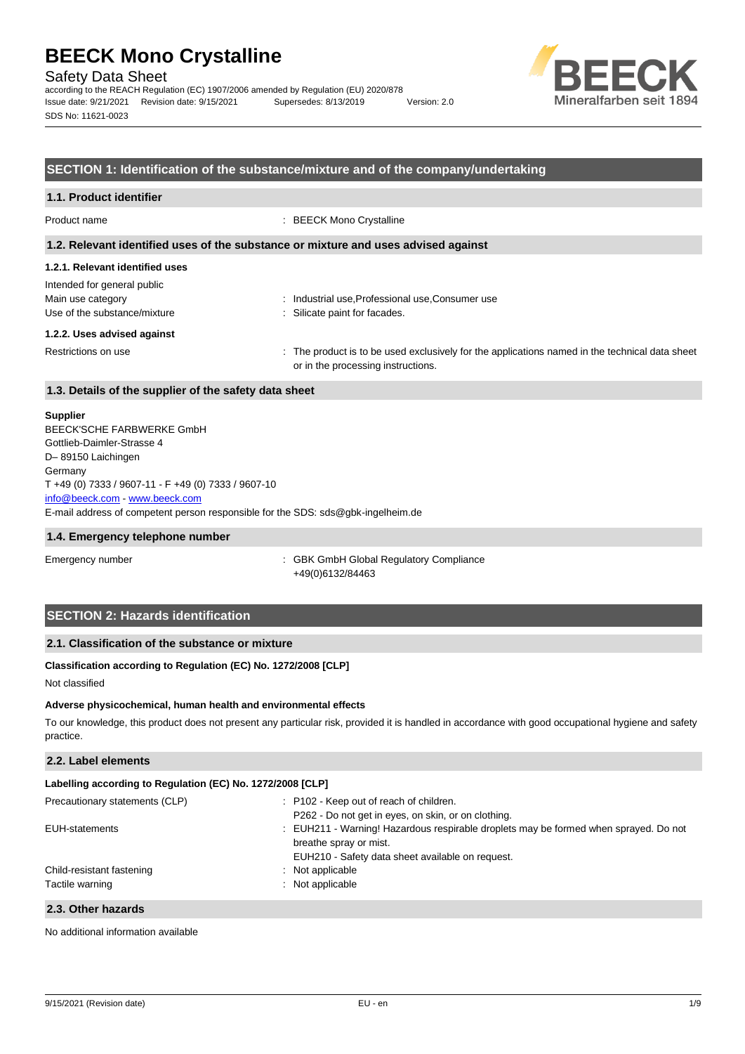# BEECK Mono Crystalline

Safety Data Sheet

according to the REACH Regulation (EC) 1907/2006 amended by Regulation (EU) 2020/878

Issue date: 9/21/2021 Revision date: 9/15/2021 Supersedes: 8/13/2019 Version: 2.0

SDS No: 11621-0023

## SECTION 1: Identification of the substance/mixture and of the company/undertaking

### 1.1. Product identifier

Product name : BEECK Mono Crystalline

### 1.2. Relevant identified uses of the substance or mixture and uses advised against

#### 1.2.1. Relevant identified uses

Intended for general public

Main use category : Industrial use,Professional use,Consumer use

Use of the substance/mixture : Silicate paint for facades.

#### 1.2.2. Uses advised against

Restrictions on use : The product is to be used exclusively for the applications named in the technical data sheet or in the processing instructions.

### 1.3. Details of the supplier of the safety data sheet

**Supplier**

BEECK'SCHE FARBWERKE GmbH
Gottlieb-Daimler-Strasse 4
D– 89150 Laichingen
Germany
T +49 (0) 7333 / 9607-11 - F +49 (0) 7333 / 9607-10
info@beeck.com - www.beeck.com
E-mail address of competent person responsible for the SDS: sds@gbk-ingelheim.de

### 1.4. Emergency telephone number

Emergency number : GBK GmbH Global Regulatory Compliance
+49(0)6132/84463

## SECTION 2: Hazards identification

### 2.1. Classification of the substance or mixture

**Classification according to Regulation (EC) No. 1272/2008 [CLP]**

Not classified

**Adverse physicochemical, human health and environmental effects**

To our knowledge, this product does not present any particular risk, provided it is handled in accordance with good occupational hygiene and safety practice.

### 2.2. Label elements

**Labelling according to Regulation (EC) No. 1272/2008 [CLP]**

Precautionary statements (CLP) : P102 - Keep out of reach of children.
P262 - Do not get in eyes, on skin, or on clothing.

EUH-statements : EUH211 - Warning! Hazardous respirable droplets may be formed when sprayed. Do not breathe spray or mist.
EUH210 - Safety data sheet available on request.

Child-resistant fastening : Not applicable

Tactile warning : Not applicable

### 2.3. Other hazards

No additional information available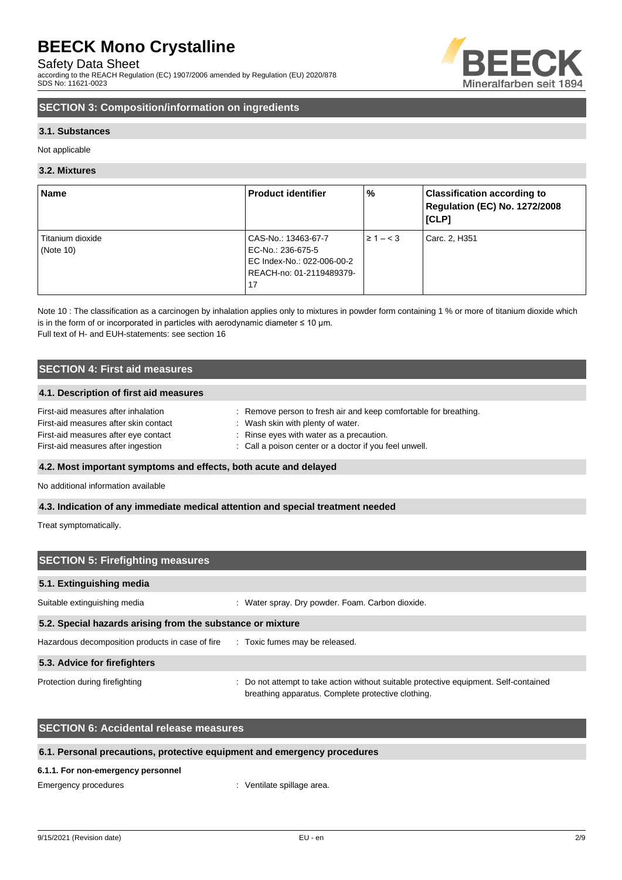## SECTION 3: Composition/information on ingredients

### 3.1. Substances

Not applicable

### 3.2. Mixtures

| Name | Product identifier | % | Classification according to Regulation (EC) No. 1272/2008 [CLP] |
|---|---|---|---|
| Titanium dioxide (Note 10) | CAS-No.: 13463-67-7<br>EC-No.: 236-675-5<br>EC Index-No.: 022-006-00-2<br>REACH-no: 01-2119489379-17 | ≥ 1 – < 3 | Carc. 2, H351 |

Note 10 : The classification as a carcinogen by inhalation applies only to mixtures in powder form containing 1 % or more of titanium dioxide which is in the form of or incorporated in particles with aerodynamic diameter ≤ 10 μm.

Full text of H- and EUH-statements: see section 16

## SECTION 4: First aid measures

### 4.1. Description of first aid measures

First-aid measures after inhalation : Remove person to fresh air and keep comfortable for breathing.

First-aid measures after skin contact : Wash skin with plenty of water.

First-aid measures after eye contact : Rinse eyes with water as a precaution.

First-aid measures after ingestion : Call a poison center or a doctor if you feel unwell.

### 4.2. Most important symptoms and effects, both acute and delayed

No additional information available

### 4.3. Indication of any immediate medical attention and special treatment needed

Treat symptomatically.

## SECTION 5: Firefighting measures

### 5.1. Extinguishing media

Suitable extinguishing media : Water spray. Dry powder. Foam. Carbon dioxide.

### 5.2. Special hazards arising from the substance or mixture

Hazardous decomposition products in case of fire : Toxic fumes may be released.

### 5.3. Advice for firefighters

Protection during firefighting : Do not attempt to take action without suitable protective equipment. Self-contained breathing apparatus. Complete protective clothing.

## SECTION 6: Accidental release measures

### 6.1. Personal precautions, protective equipment and emergency procedures

#### 6.1.1. For non-emergency personnel

Emergency procedures : Ventilate spillage area.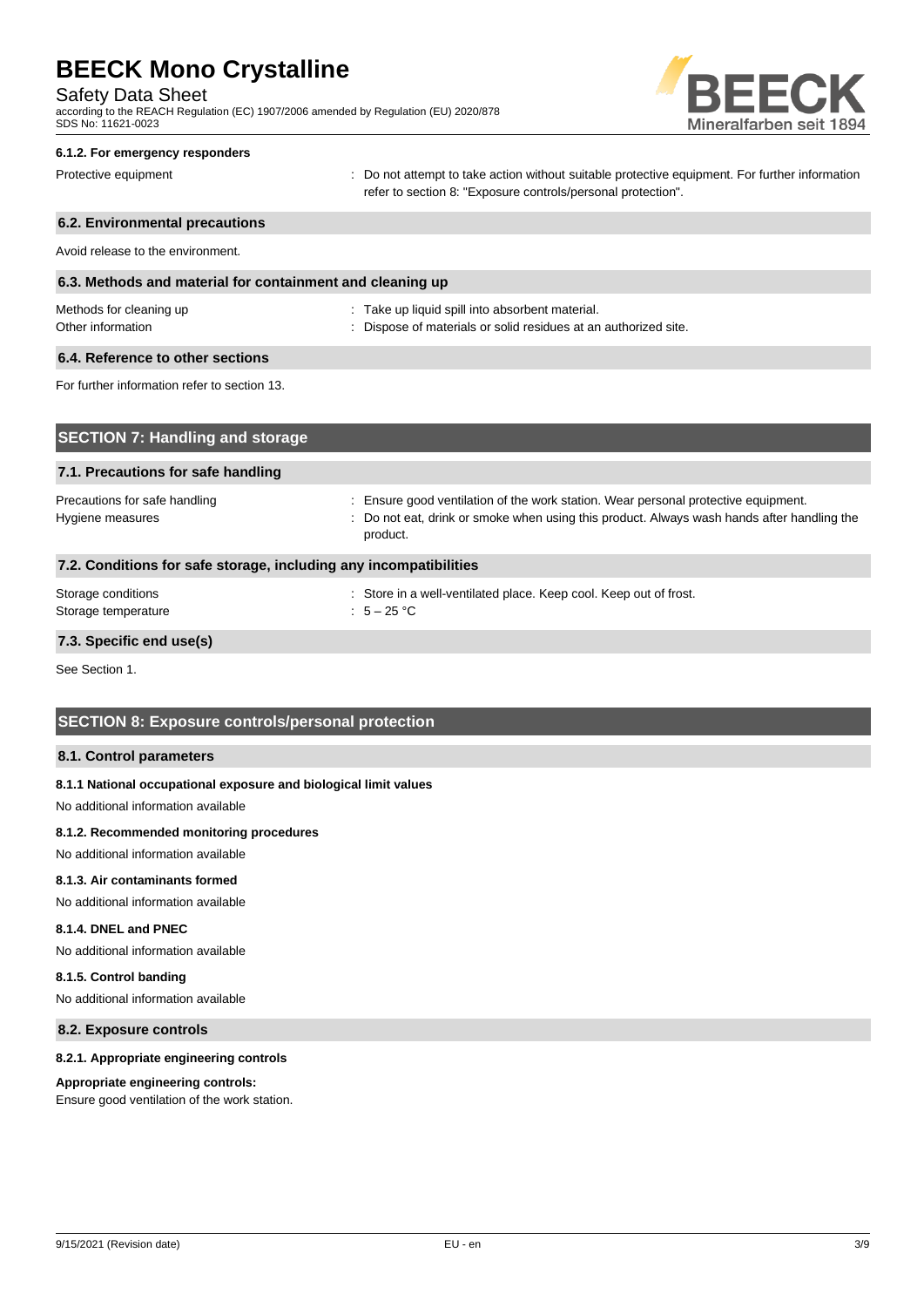#### 6.1.2. For emergency responders

Protective equipment : Do not attempt to take action without suitable protective equipment. For further information refer to section 8: "Exposure controls/personal protection".

### 6.2. Environmental precautions

Avoid release to the environment.

### 6.3. Methods and material for containment and cleaning up

Methods for cleaning up : Take up liquid spill into absorbent material.

Other information : Dispose of materials or solid residues at an authorized site.

### 6.4. Reference to other sections

For further information refer to section 13.

## SECTION 7: Handling and storage

### 7.1. Precautions for safe handling

Precautions for safe handling : Ensure good ventilation of the work station. Wear personal protective equipment.

Hygiene measures : Do not eat, drink or smoke when using this product. Always wash hands after handling the product.

### 7.2. Conditions for safe storage, including any incompatibilities

Storage conditions : Store in a well-ventilated place. Keep cool. Keep out of frost.

Storage temperature : 5 – 25 °C

### 7.3. Specific end use(s)

See Section 1.

## SECTION 8: Exposure controls/personal protection

### 8.1. Control parameters

#### 8.1.1 National occupational exposure and biological limit values

No additional information available

#### 8.1.2. Recommended monitoring procedures

No additional information available

#### 8.1.3. Air contaminants formed

No additional information available

#### 8.1.4. DNEL and PNEC

No additional information available

#### 8.1.5. Control banding

No additional information available

### 8.2. Exposure controls

#### 8.2.1. Appropriate engineering controls

**Appropriate engineering controls:**

Ensure good ventilation of the work station.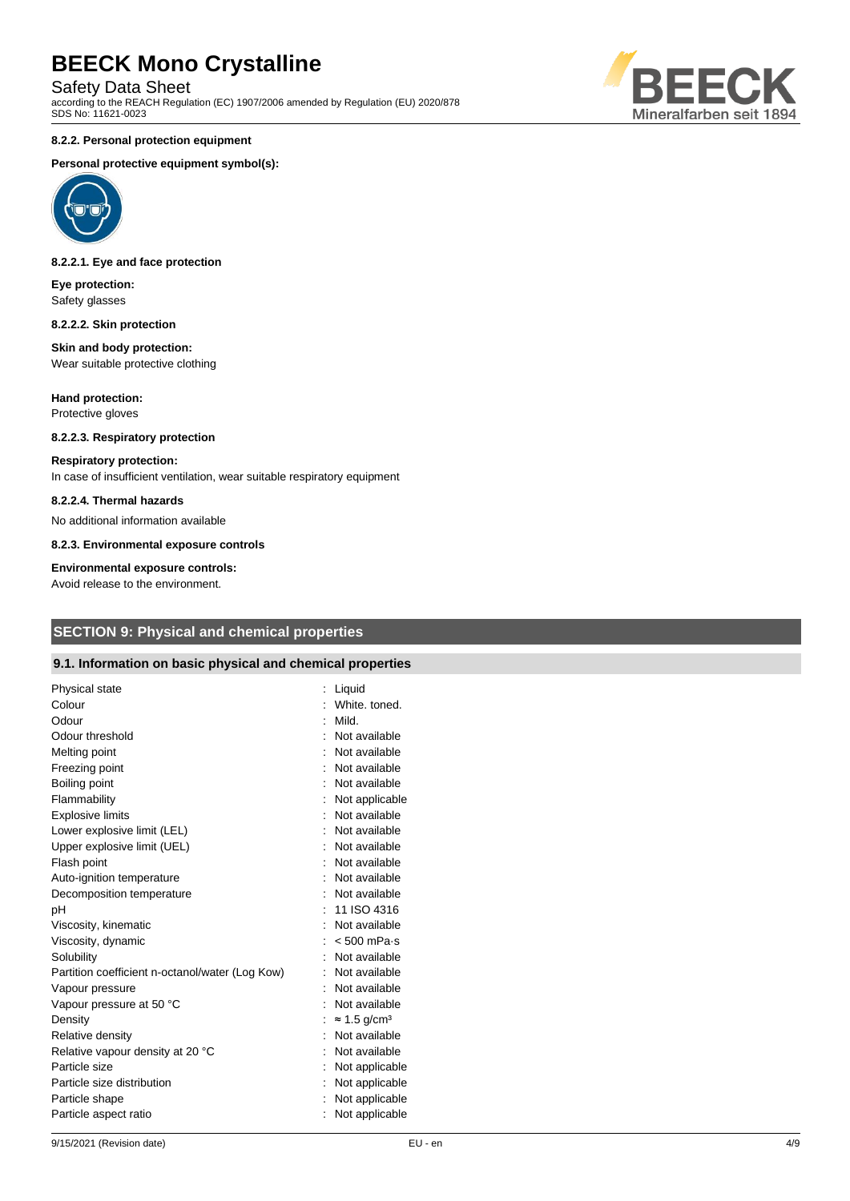#### 8.2.2. Personal protection equipment

**Personal protective equipment symbol(s):**

#### 8.2.2.1. Eye and face protection

**Eye protection:**
Safety glasses

#### 8.2.2.2. Skin protection

**Skin and body protection:**
Wear suitable protective clothing

**Hand protection:**
Protective gloves

#### 8.2.2.3. Respiratory protection

**Respiratory protection:**
In case of insufficient ventilation, wear suitable respiratory equipment

#### 8.2.2.4. Thermal hazards

No additional information available

#### 8.2.3. Environmental exposure controls

**Environmental exposure controls:**
Avoid release to the environment.

## SECTION 9: Physical and chemical properties

### 9.1. Information on basic physical and chemical properties

| Property | Value |
|---|---|
| Physical state | Liquid |
| Colour | White. toned. |
| Odour | Mild. |
| Odour threshold | Not available |
| Melting point | Not available |
| Freezing point | Not available |
| Boiling point | Not available |
| Flammability | Not applicable |
| Explosive limits | Not available |
| Lower explosive limit (LEL) | Not available |
| Upper explosive limit (UEL) | Not available |
| Flash point | Not available |
| Auto-ignition temperature | Not available |
| Decomposition temperature | Not available |
| pH | 11 ISO 4316 |
| Viscosity, kinematic | Not available |
| Viscosity, dynamic | < 500 mPa·s |
| Solubility | Not available |
| Partition coefficient n-octanol/water (Log Kow) | Not available |
| Vapour pressure | Not available |
| Vapour pressure at 50 °C | Not available |
| Density | ≈ 1.5 g/cm³ |
| Relative density | Not available |
| Relative vapour density at 20 °C | Not available |
| Particle size | Not applicable |
| Particle size distribution | Not applicable |
| Particle shape | Not applicable |
| Particle aspect ratio | Not applicable |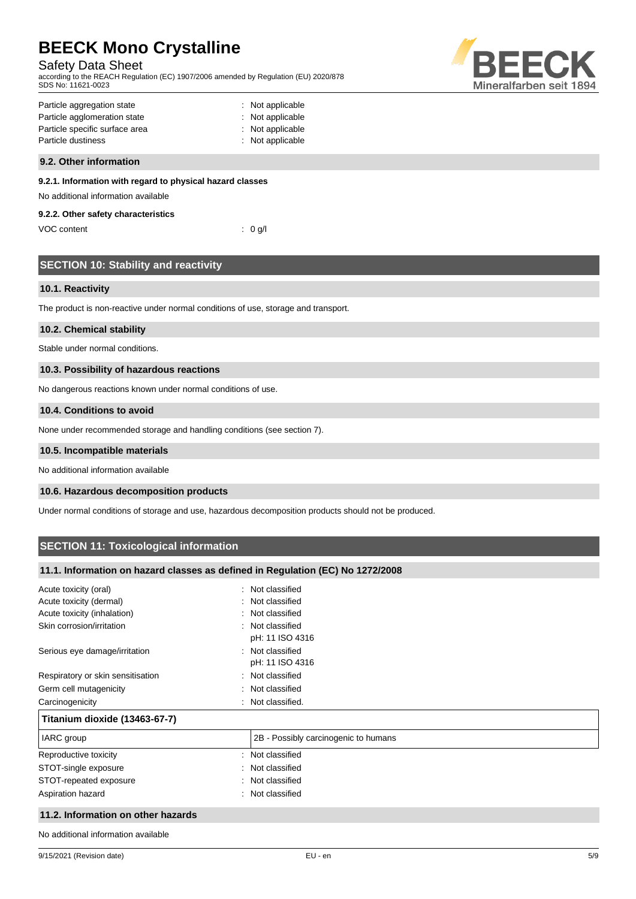Particle aggregation state : Not applicable
Particle agglomeration state : Not applicable
Particle specific surface area : Not applicable
Particle dustiness : Not applicable

### 9.2. Other information

#### 9.2.1. Information with regard to physical hazard classes

No additional information available

#### 9.2.2. Other safety characteristics

VOC content : 0 g/l

## SECTION 10: Stability and reactivity

### 10.1. Reactivity

The product is non-reactive under normal conditions of use, storage and transport.

### 10.2. Chemical stability

Stable under normal conditions.

### 10.3. Possibility of hazardous reactions

No dangerous reactions known under normal conditions of use.

### 10.4. Conditions to avoid

None under recommended storage and handling conditions (see section 7).

### 10.5. Incompatible materials

No additional information available

### 10.6. Hazardous decomposition products

Under normal conditions of storage and use, hazardous decomposition products should not be produced.

## SECTION 11: Toxicological information

### 11.1. Information on hazard classes as defined in Regulation (EC) No 1272/2008

Acute toxicity (oral) : Not classified
Acute toxicity (dermal) : Not classified
Acute toxicity (inhalation) : Not classified
Skin corrosion/irritation : Not classified
pH: 11 ISO 4316
Serious eye damage/irritation : Not classified
pH: 11 ISO 4316
Respiratory or skin sensitisation : Not classified
Germ cell mutagenicity : Not classified
Carcinogenicity : Not classified.

| Titanium dioxide (13463-67-7) | |
|---|---|
| IARC group | 2B - Possibly carcinogenic to humans |

Reproductive toxicity : Not classified
STOT-single exposure : Not classified
STOT-repeated exposure : Not classified
Aspiration hazard : Not classified

### 11.2. Information on other hazards

No additional information available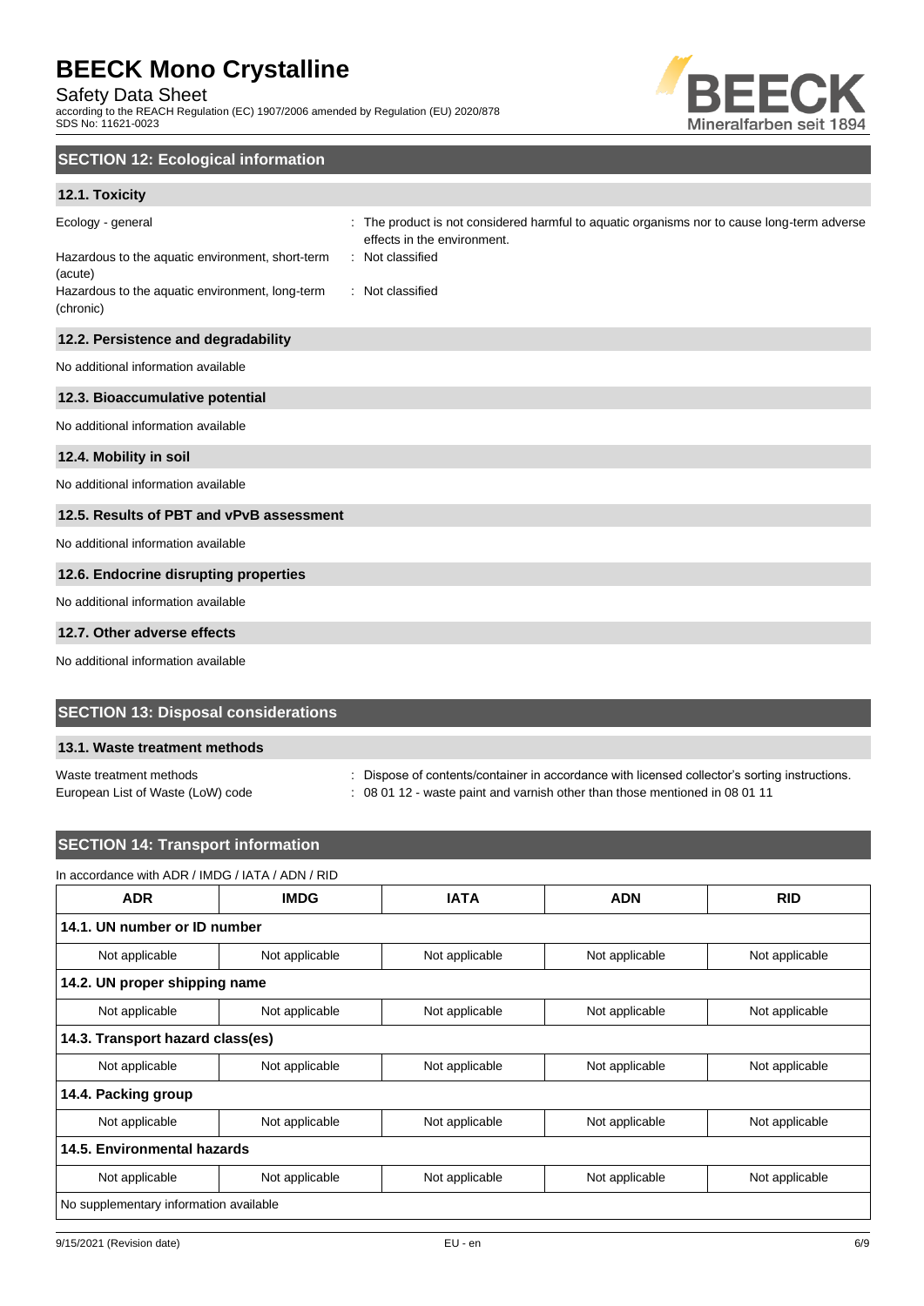## SECTION 12: Ecological information

### 12.1. Toxicity

Ecology - general : The product is not considered harmful to aquatic organisms nor to cause long-term adverse effects in the environment.

Hazardous to the aquatic environment, short-term (acute) : Not classified

Hazardous to the aquatic environment, long-term (chronic) : Not classified

### 12.2. Persistence and degradability

No additional information available

### 12.3. Bioaccumulative potential

No additional information available

### 12.4. Mobility in soil

No additional information available

### 12.5. Results of PBT and vPvB assessment

No additional information available

### 12.6. Endocrine disrupting properties

No additional information available

### 12.7. Other adverse effects

No additional information available

## SECTION 13: Disposal considerations

### 13.1. Waste treatment methods

Waste treatment methods : Dispose of contents/container in accordance with licensed collector's sorting instructions.

European List of Waste (LoW) code : 08 01 12 - waste paint and varnish other than those mentioned in 08 01 11

## SECTION 14: Transport information

In accordance with ADR / IMDG / IATA / ADN / RID

| ADR | IMDG | IATA | ADN | RID |
|---|---|---|---|---|
| **14.1. UN number or ID number** | | | | |
| Not applicable | Not applicable | Not applicable | Not applicable | Not applicable |
| **14.2. UN proper shipping name** | | | | |
| Not applicable | Not applicable | Not applicable | Not applicable | Not applicable |
| **14.3. Transport hazard class(es)** | | | | |
| Not applicable | Not applicable | Not applicable | Not applicable | Not applicable |
| **14.4. Packing group** | | | | |
| Not applicable | Not applicable | Not applicable | Not applicable | Not applicable |
| **14.5. Environmental hazards** | | | | |
| Not applicable | Not applicable | Not applicable | Not applicable | Not applicable |
| No supplementary information available | | | | |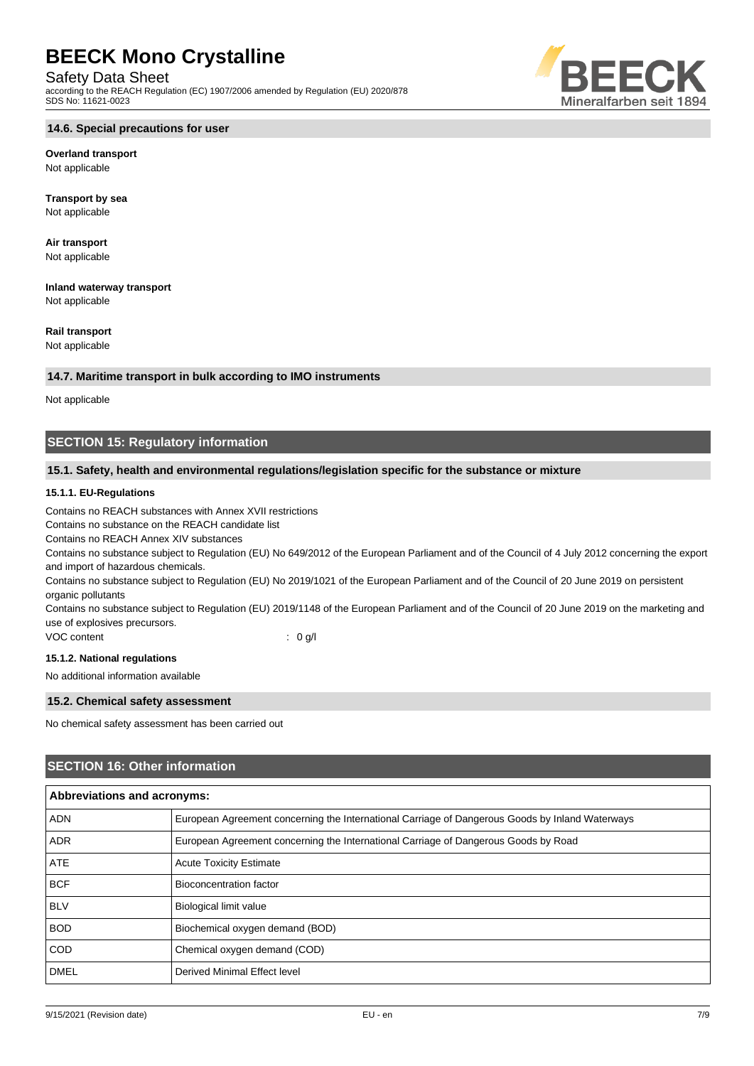### 14.6. Special precautions for user

**Overland transport**
Not applicable

**Transport by sea**
Not applicable

**Air transport**
Not applicable

**Inland waterway transport**
Not applicable

**Rail transport**
Not applicable

### 14.7. Maritime transport in bulk according to IMO instruments

Not applicable

## SECTION 15: Regulatory information

### 15.1. Safety, health and environmental regulations/legislation specific for the substance or mixture

#### 15.1.1. EU-Regulations

Contains no REACH substances with Annex XVII restrictions
Contains no substance on the REACH candidate list
Contains no REACH Annex XIV substances
Contains no substance subject to Regulation (EU) No 649/2012 of the European Parliament and of the Council of 4 July 2012 concerning the export and import of hazardous chemicals.
Contains no substance subject to Regulation (EU) No 2019/1021 of the European Parliament and of the Council of 20 June 2019 on persistent organic pollutants
Contains no substance subject to Regulation (EU) 2019/1148 of the European Parliament and of the Council of 20 June 2019 on the marketing and use of explosives precursors.

VOC content : 0 g/l

#### 15.1.2. National regulations

No additional information available

### 15.2. Chemical safety assessment

No chemical safety assessment has been carried out

## SECTION 16: Other information

| Abbreviations and acronyms: | |
|---|---|
| ADN | European Agreement concerning the International Carriage of Dangerous Goods by Inland Waterways |
| ADR | European Agreement concerning the International Carriage of Dangerous Goods by Road |
| ATE | Acute Toxicity Estimate |
| BCF | Bioconcentration factor |
| BLV | Biological limit value |
| BOD | Biochemical oxygen demand (BOD) |
| COD | Chemical oxygen demand (COD) |
| DMEL | Derived Minimal Effect level |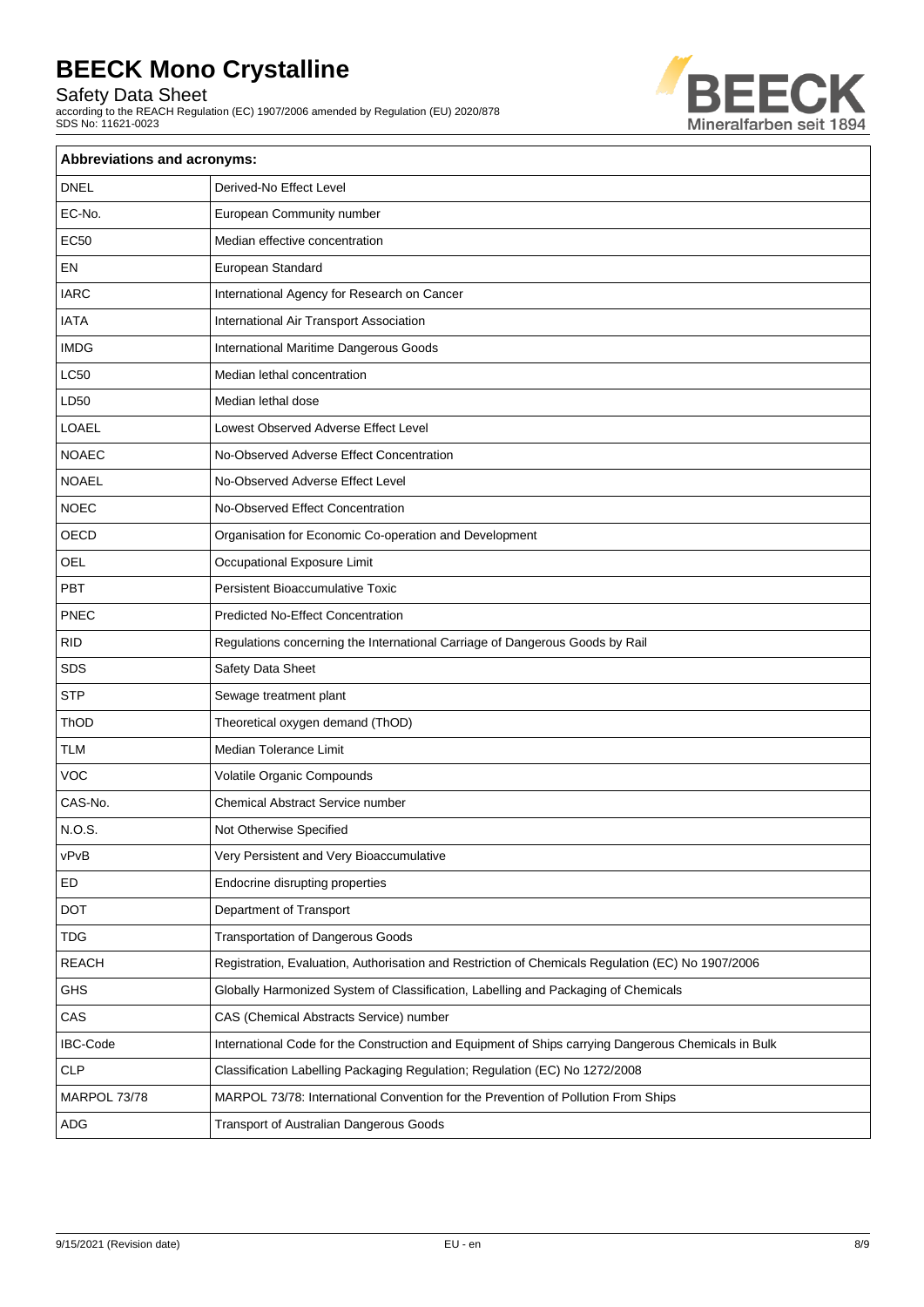| Abbreviations and acronyms: | |
|---|---|
| DNEL | Derived-No Effect Level |
| EC-No. | European Community number |
| EC50 | Median effective concentration |
| EN | European Standard |
| IARC | International Agency for Research on Cancer |
| IATA | International Air Transport Association |
| IMDG | International Maritime Dangerous Goods |
| LC50 | Median lethal concentration |
| LD50 | Median lethal dose |
| LOAEL | Lowest Observed Adverse Effect Level |
| NOAEC | No-Observed Adverse Effect Concentration |
| NOAEL | No-Observed Adverse Effect Level |
| NOEC | No-Observed Effect Concentration |
| OECD | Organisation for Economic Co-operation and Development |
| OEL | Occupational Exposure Limit |
| PBT | Persistent Bioaccumulative Toxic |
| PNEC | Predicted No-Effect Concentration |
| RID | Regulations concerning the International Carriage of Dangerous Goods by Rail |
| SDS | Safety Data Sheet |
| STP | Sewage treatment plant |
| ThOD | Theoretical oxygen demand (ThOD) |
| TLM | Median Tolerance Limit |
| VOC | Volatile Organic Compounds |
| CAS-No. | Chemical Abstract Service number |
| N.O.S. | Not Otherwise Specified |
| vPvB | Very Persistent and Very Bioaccumulative |
| ED | Endocrine disrupting properties |
| DOT | Department of Transport |
| TDG | Transportation of Dangerous Goods |
| REACH | Registration, Evaluation, Authorisation and Restriction of Chemicals Regulation (EC) No 1907/2006 |
| GHS | Globally Harmonized System of Classification, Labelling and Packaging of Chemicals |
| CAS | CAS (Chemical Abstracts Service) number |
| IBC-Code | International Code for the Construction and Equipment of Ships carrying Dangerous Chemicals in Bulk |
| CLP | Classification Labelling Packaging Regulation; Regulation (EC) No 1272/2008 |
| MARPOL 73/78 | MARPOL 73/78: International Convention for the Prevention of Pollution From Ships |
| ADG | Transport of Australian Dangerous Goods |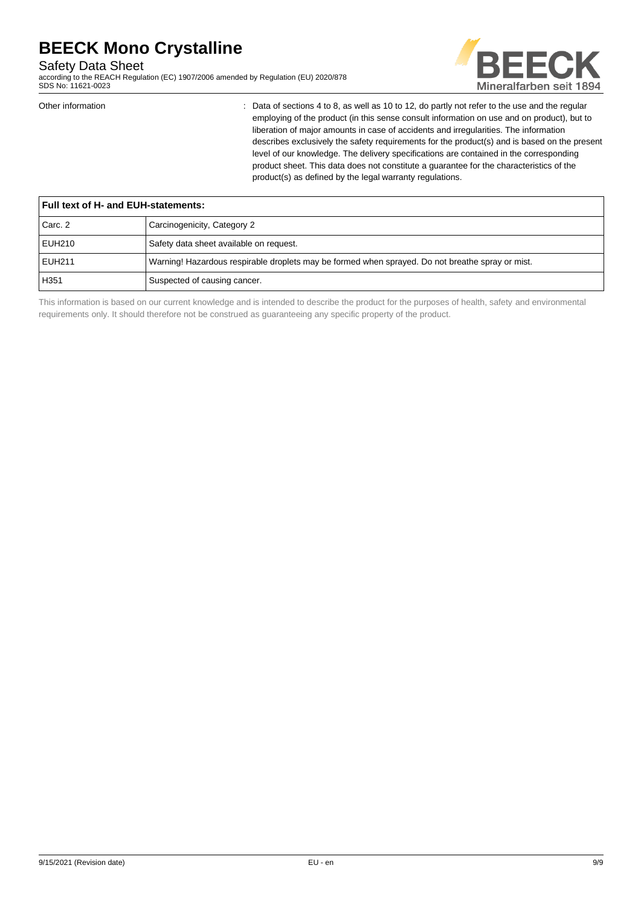Other information : Data of sections 4 to 8, as well as 10 to 12, do partly not refer to the use and the regular employing of the product (in this sense consult information on use and on product), but to liberation of major amounts in case of accidents and irregularities. The information describes exclusively the safety requirements for the product(s) and is based on the present level of our knowledge. The delivery specifications are contained in the corresponding product sheet. This data does not constitute a guarantee for the characteristics of the product(s) as defined by the legal warranty regulations.

| Full text of H- and EUH-statements: | |
|---|---|
| Carc. 2 | Carcinogenicity, Category 2 |
| EUH210 | Safety data sheet available on request. |
| EUH211 | Warning! Hazardous respirable droplets may be formed when sprayed. Do not breathe spray or mist. |
| H351 | Suspected of causing cancer. |

This information is based on our current knowledge and is intended to describe the product for the purposes of health, safety and environmental requirements only. It should therefore not be construed as guaranteeing any specific property of the product.